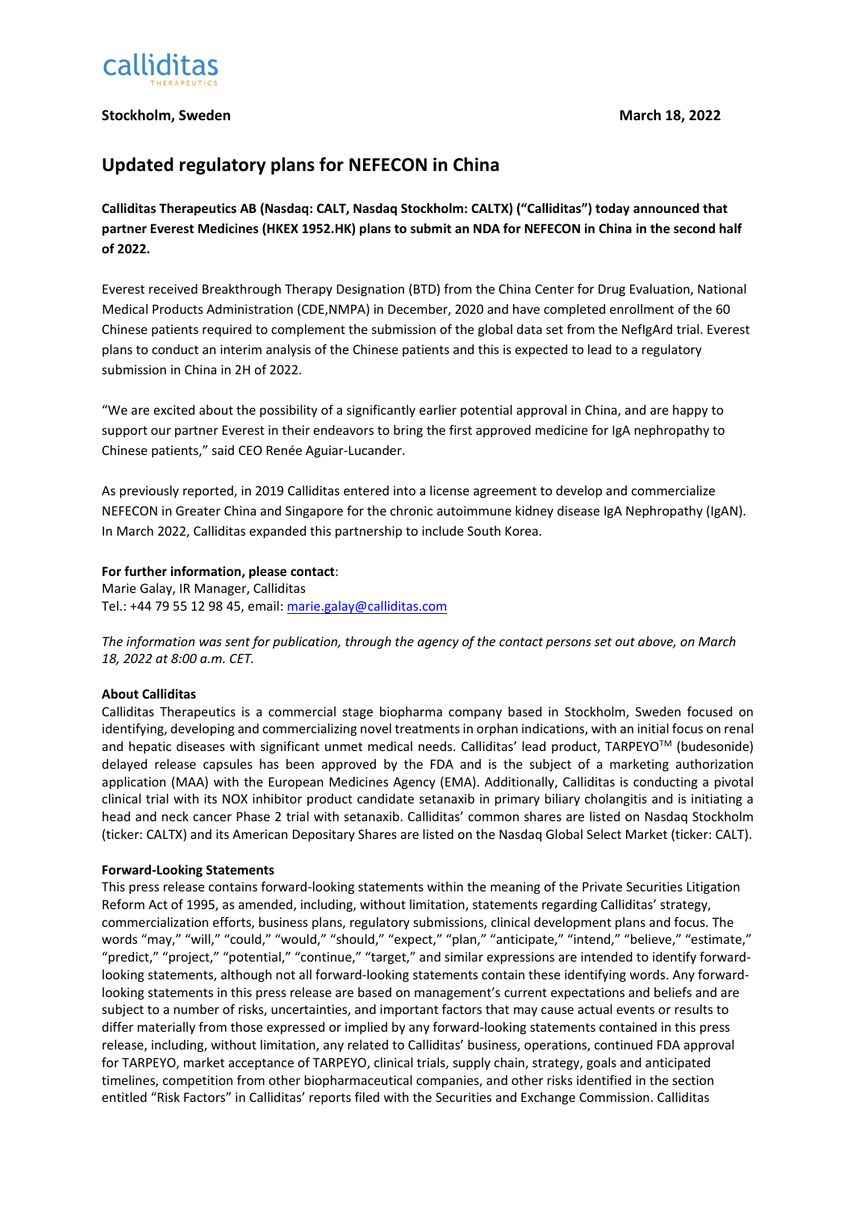Stockholm, Sweden

March 18, 2022

# Updated regulatory plans for NEFECON in China

**Calliditas Therapeutics AB (Nasdaq: CALT, Nasdaq Stockholm: CALTX) ("Calliditas") today announced that partner Everest Medicines (HKEX 1952.HK) plans to submit an NDA for NEFECON in China in the second half of 2022.**

Everest received Breakthrough Therapy Designation (BTD) from the China Center for Drug Evaluation, National Medical Products Administration (CDE,NMPA) in December, 2020 and have completed enrollment of the 60 Chinese patients required to complement the submission of the global data set from the NefIgArd trial. Everest plans to conduct an interim analysis of the Chinese patients and this is expected to lead to a regulatory submission in China in 2H of 2022.

"We are excited about the possibility of a significantly earlier potential approval in China, and are happy to support our partner Everest in their endeavors to bring the first approved medicine for IgA nephropathy to Chinese patients," said CEO Renée Aguiar-Lucander.

As previously reported, in 2019 Calliditas entered into a license agreement to develop and commercialize NEFECON in Greater China and Singapore for the chronic autoimmune kidney disease IgA Nephropathy (IgAN). In March 2022, Calliditas expanded this partnership to include South Korea.

**For further information, please contact**:
Marie Galay, IR Manager, Calliditas
Tel.: +44 79 55 12 98 45, email: marie.galay@calliditas.com

*The information was sent for publication, through the agency of the contact persons set out above, on March 18, 2022 at 8:00 a.m. CET.*

**About Calliditas**

Calliditas Therapeutics is a commercial stage biopharma company based in Stockholm, Sweden focused on identifying, developing and commercializing novel treatments in orphan indications, with an initial focus on renal and hepatic diseases with significant unmet medical needs. Calliditas' lead product, TARPEYO™ (budesonide) delayed release capsules has been approved by the FDA and is the subject of a marketing authorization application (MAA) with the European Medicines Agency (EMA). Additionally, Calliditas is conducting a pivotal clinical trial with its NOX inhibitor product candidate setanaxib in primary biliary cholangitis and is initiating a head and neck cancer Phase 2 trial with setanaxib. Calliditas' common shares are listed on Nasdaq Stockholm (ticker: CALTX) and its American Depositary Shares are listed on the Nasdaq Global Select Market (ticker: CALT).

**Forward-Looking Statements**

This press release contains forward-looking statements within the meaning of the Private Securities Litigation Reform Act of 1995, as amended, including, without limitation, statements regarding Calliditas' strategy, commercialization efforts, business plans, regulatory submissions, clinical development plans and focus. The words "may," "will," "could," "would," "should," "expect," "plan," "anticipate," "intend," "believe," "estimate," "predict," "project," "potential," "continue," "target," and similar expressions are intended to identify forward-looking statements, although not all forward-looking statements contain these identifying words. Any forward-looking statements in this press release are based on management's current expectations and beliefs and are subject to a number of risks, uncertainties, and important factors that may cause actual events or results to differ materially from those expressed or implied by any forward-looking statements contained in this press release, including, without limitation, any related to Calliditas' business, operations, continued FDA approval for TARPEYO, market acceptance of TARPEYO, clinical trials, supply chain, strategy, goals and anticipated timelines, competition from other biopharmaceutical companies, and other risks identified in the section entitled "Risk Factors" in Calliditas' reports filed with the Securities and Exchange Commission. Calliditas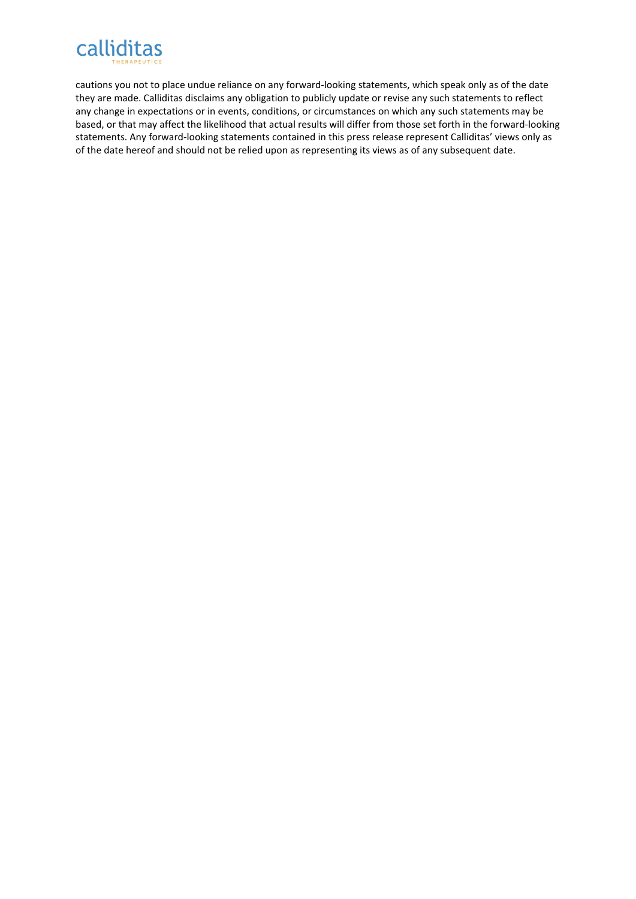cautions you not to place undue reliance on any forward-looking statements, which speak only as of the date they are made. Calliditas disclaims any obligation to publicly update or revise any such statements to reflect any change in expectations or in events, conditions, or circumstances on which any such statements may be based, or that may affect the likelihood that actual results will differ from those set forth in the forward-looking statements. Any forward-looking statements contained in this press release represent Calliditas' views only as of the date hereof and should not be relied upon as representing its views as of any subsequent date.